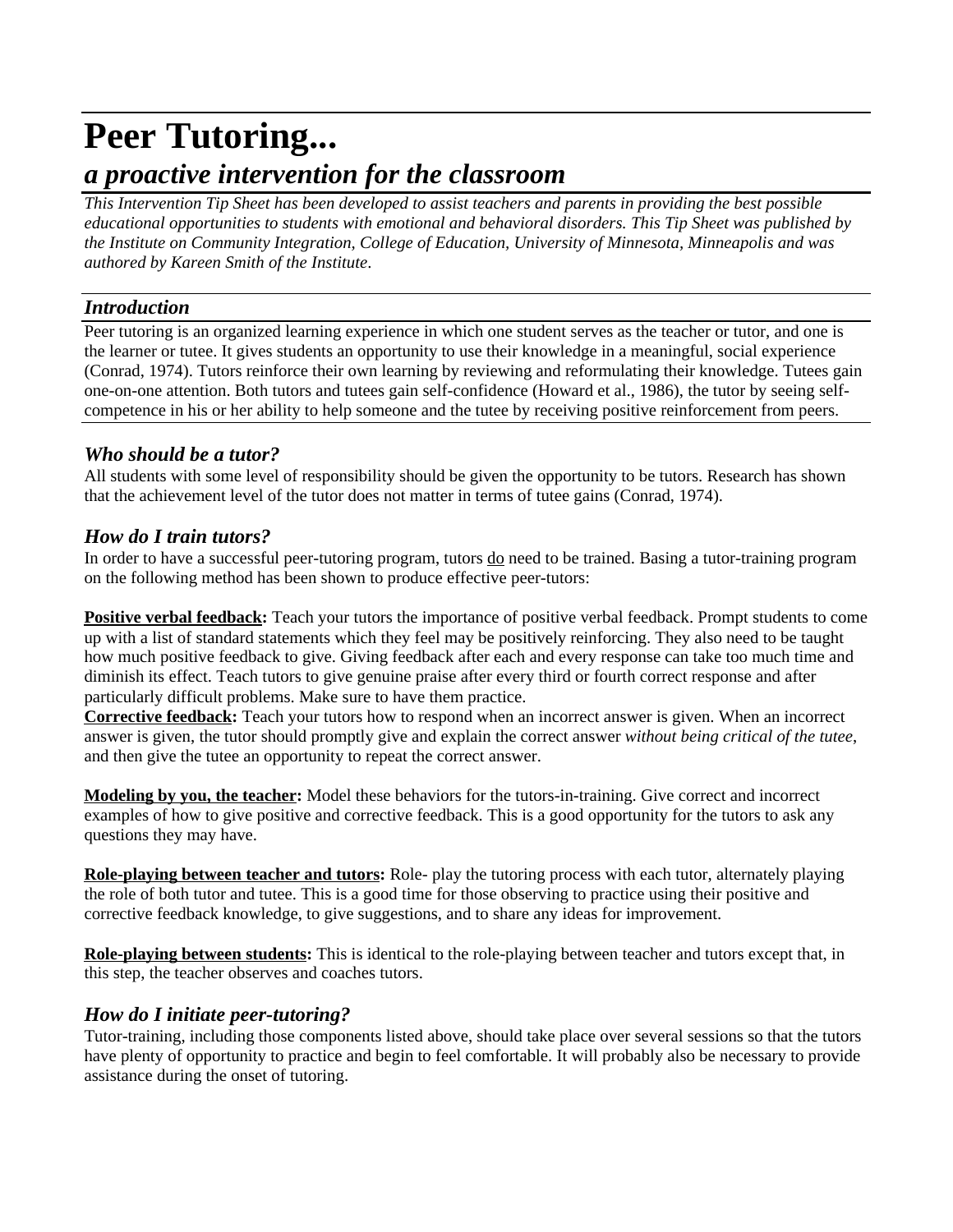# Peer Tutoring...

## *a proactive intervention for the classroom*

*This Intervention Tip Sheet has been developed to assist teachers and parents in providing the best possible educational opportunities to students with emotional and behavioral disorders. This Tip Sheet was published by the Institute on Community Integration, College of Education, University of Minnesota, Minneapolis and was authored by Kareen Smith of the Institute.*

### *Introduction*

Peer tutoring is an organized learning experience in which one student serves as the teacher or tutor, and one is the learner or tutee. It gives students an opportunity to use their knowledge in a meaningful, social experience (Conrad, 1974). Tutors reinforce their own learning by reviewing and reformulating their knowledge. Tutees gain one-on-one attention. Both tutors and tutees gain self-confidence (Howard et al., 1986), the tutor by seeing self-competence in his or her ability to help someone and the tutee by receiving positive reinforcement from peers.

### *Who should be a tutor?*

All students with some level of responsibility should be given the opportunity to be tutors. Research has shown that the achievement level of the tutor does not matter in terms of tutee gains (Conrad, 1974).

### *How do I train tutors?*

In order to have a successful peer-tutoring program, tutors do need to be trained. Basing a tutor-training program on the following method has been shown to produce effective peer-tutors:

**Positive verbal feedback:** Teach your tutors the importance of positive verbal feedback. Prompt students to come up with a list of standard statements which they feel may be positively reinforcing. They also need to be taught how much positive feedback to give. Giving feedback after each and every response can take too much time and diminish its effect. Teach tutors to give genuine praise after every third or fourth correct response and after particularly difficult problems. Make sure to have them practice.

**Corrective feedback:** Teach your tutors how to respond when an incorrect answer is given. When an incorrect answer is given, the tutor should promptly give and explain the correct answer *without being critical of the tutee*, and then give the tutee an opportunity to repeat the correct answer.

**Modeling by you, the teacher:** Model these behaviors for the tutors-in-training. Give correct and incorrect examples of how to give positive and corrective feedback. This is a good opportunity for the tutors to ask any questions they may have.

**Role-playing between teacher and tutors:** Role- play the tutoring process with each tutor, alternately playing the role of both tutor and tutee. This is a good time for those observing to practice using their positive and corrective feedback knowledge, to give suggestions, and to share any ideas for improvement.

**Role-playing between students:** This is identical to the role-playing between teacher and tutors except that, in this step, the teacher observes and coaches tutors.

### *How do I initiate peer-tutoring?*

Tutor-training, including those components listed above, should take place over several sessions so that the tutors have plenty of opportunity to practice and begin to feel comfortable. It will probably also be necessary to provide assistance during the onset of tutoring.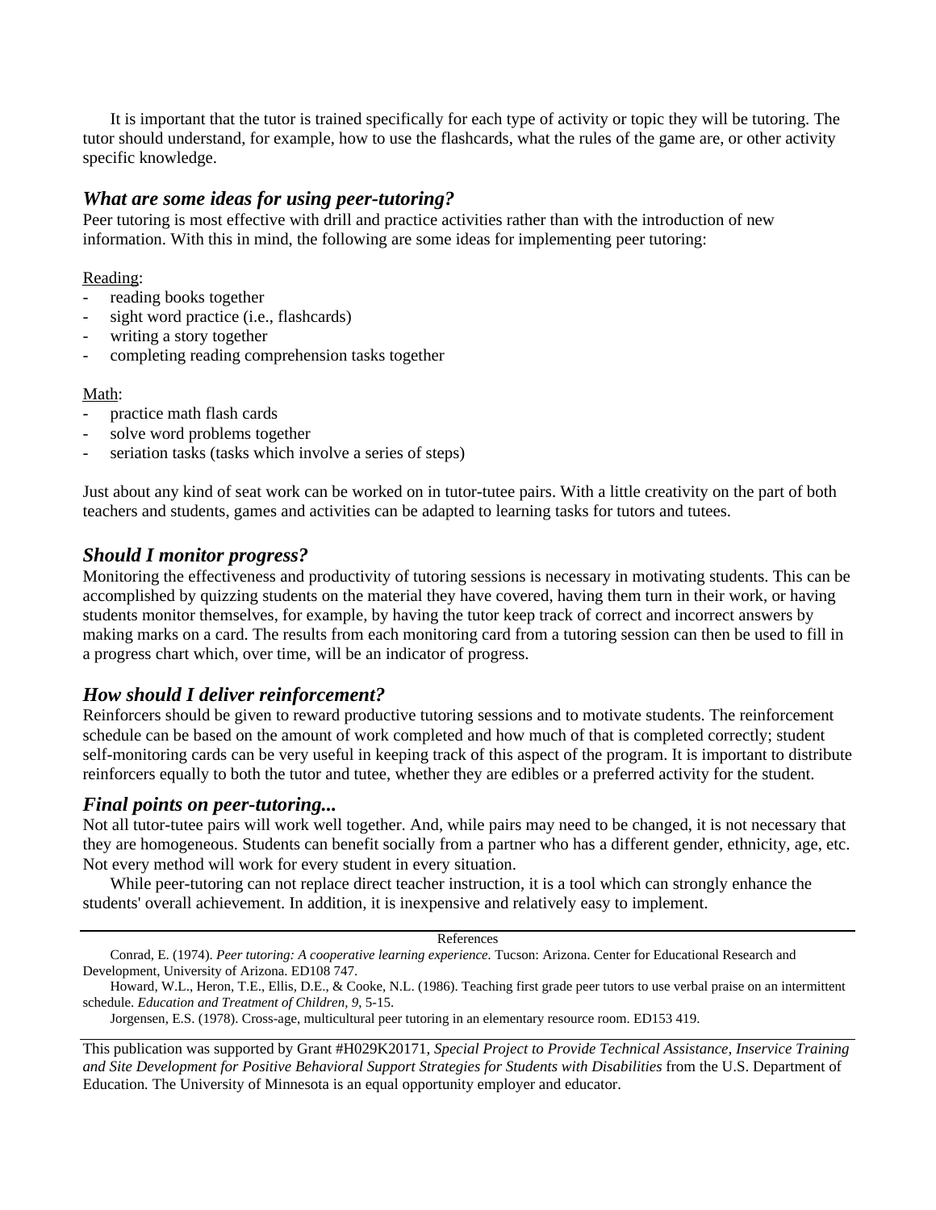It is important that the tutor is trained specifically for each type of activity or topic they will be tutoring. The tutor should understand, for example, how to use the flashcards, what the rules of the game are, or other activity specific knowledge.

## *What are some ideas for using peer-tutoring?*

Peer tutoring is most effective with drill and practice activities rather than with the introduction of new information. With this in mind, the following are some ideas for implementing peer tutoring:

<u>Reading</u>:

- reading books together
- sight word practice (i.e., flashcards)
- writing a story together
- completing reading comprehension tasks together

<u>Math</u>:

- practice math flash cards
- solve word problems together
- seriation tasks (tasks which involve a series of steps)

Just about any kind of seat work can be worked on in tutor-tutee pairs. With a little creativity on the part of both teachers and students, games and activities can be adapted to learning tasks for tutors and tutees.

## *Should I monitor progress?*

Monitoring the effectiveness and productivity of tutoring sessions is necessary in motivating students. This can be accomplished by quizzing students on the material they have covered, having them turn in their work, or having students monitor themselves, for example, by having the tutor keep track of correct and incorrect answers by making marks on a card. The results from each monitoring card from a tutoring session can then be used to fill in a progress chart which, over time, will be an indicator of progress.

## *How should I deliver reinforcement?*

Reinforcers should be given to reward productive tutoring sessions and to motivate students. The reinforcement schedule can be based on the amount of work completed and how much of that is completed correctly; student self-monitoring cards can be very useful in keeping track of this aspect of the program. It is important to distribute reinforcers equally to both the tutor and tutee, whether they are edibles or a preferred activity for the student.

## *Final points on peer-tutoring...*

Not all tutor-tutee pairs will work well together. And, while pairs may need to be changed, it is not necessary that they are homogeneous. Students can benefit socially from a partner who has a different gender, ethnicity, age, etc. Not every method will work for every student in every situation.

While peer-tutoring can not replace direct teacher instruction, it is a tool which can strongly enhance the students' overall achievement. In addition, it is inexpensive and relatively easy to implement.

---

References

Conrad, E. (1974). *Peer tutoring: A cooperative learning experience.* Tucson: Arizona. Center for Educational Research and Development, University of Arizona. ED108 747.

Howard, W.L., Heron, T.E., Ellis, D.E., & Cooke, N.L. (1986). Teaching first grade peer tutors to use verbal praise on an intermittent schedule. *Education and Treatment of Children, 9*, 5-15.

Jorgensen, E.S. (1978). Cross-age, multicultural peer tutoring in an elementary resource room. ED153 419.

---

This publication was supported by Grant #H029K20171, *Special Project to Provide Technical Assistance, Inservice Training and Site Development for Positive Behavioral Support Strategies for Students with Disabilities* from the U.S. Department of Education*.* The University of Minnesota is an equal opportunity employer and educator.